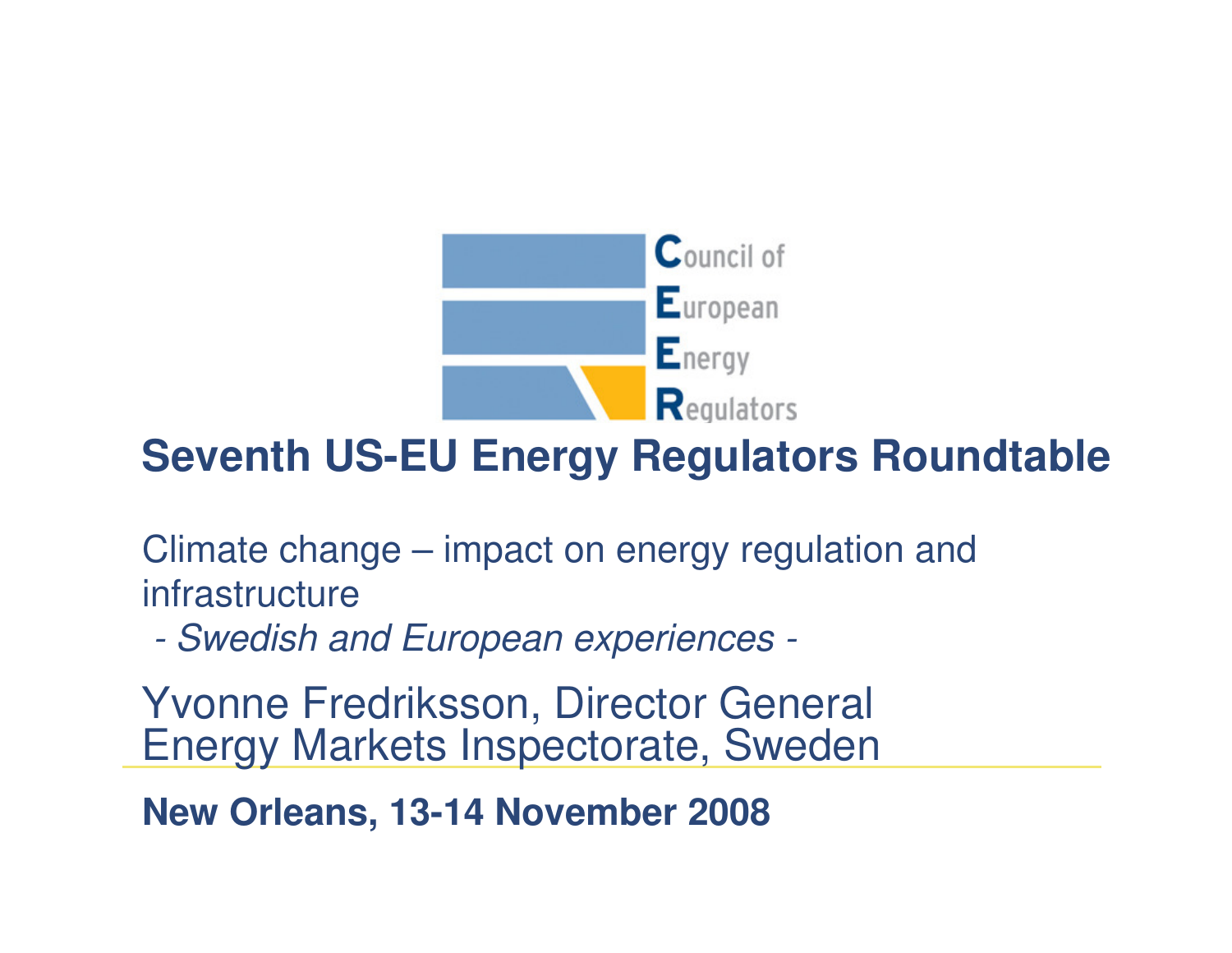Council of European Energy Regulators

# Seventh US-EU Energy Regulators Roundtable

Climate change – impact on energy regulation and infrastructure

*- Swedish and European experiences -*

Yvonne Fredriksson, Director General
Energy Markets Inspectorate, Sweden

**New Orleans, 13-14 November 2008**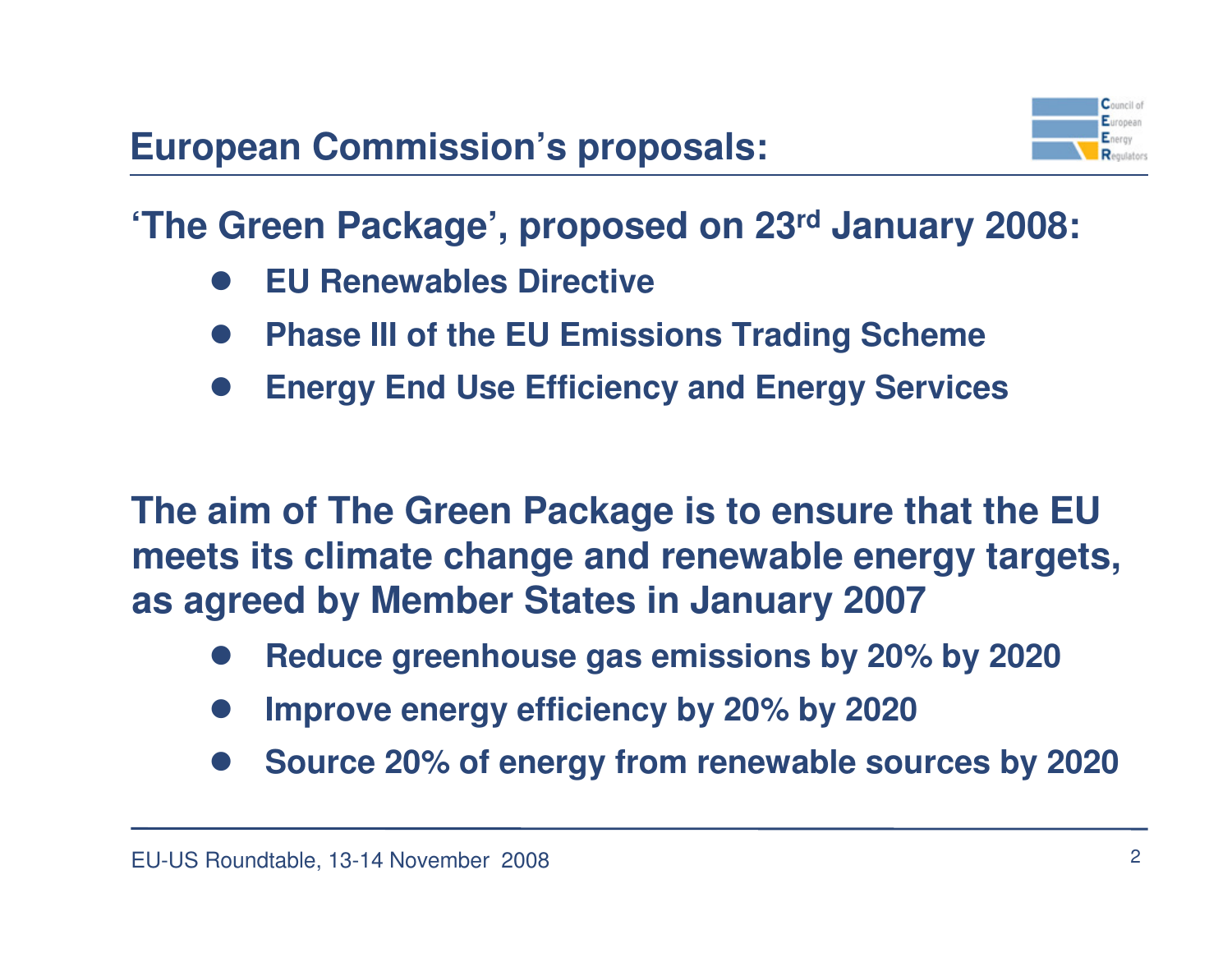## European Commission's proposals:

**'The Green Package', proposed on 23rd January 2008:**

- **EU Renewables Directive**
- **Phase III of the EU Emissions Trading Scheme**
- **Energy End Use Efficiency and Energy Services**

**The aim of The Green Package is to ensure that the EU meets its climate change and renewable energy targets, as agreed by Member States in January 2007**

- **Reduce greenhouse gas emissions by 20% by 2020**
- **Improve energy efficiency by 20% by 2020**
- **Source 20% of energy from renewable sources by 2020**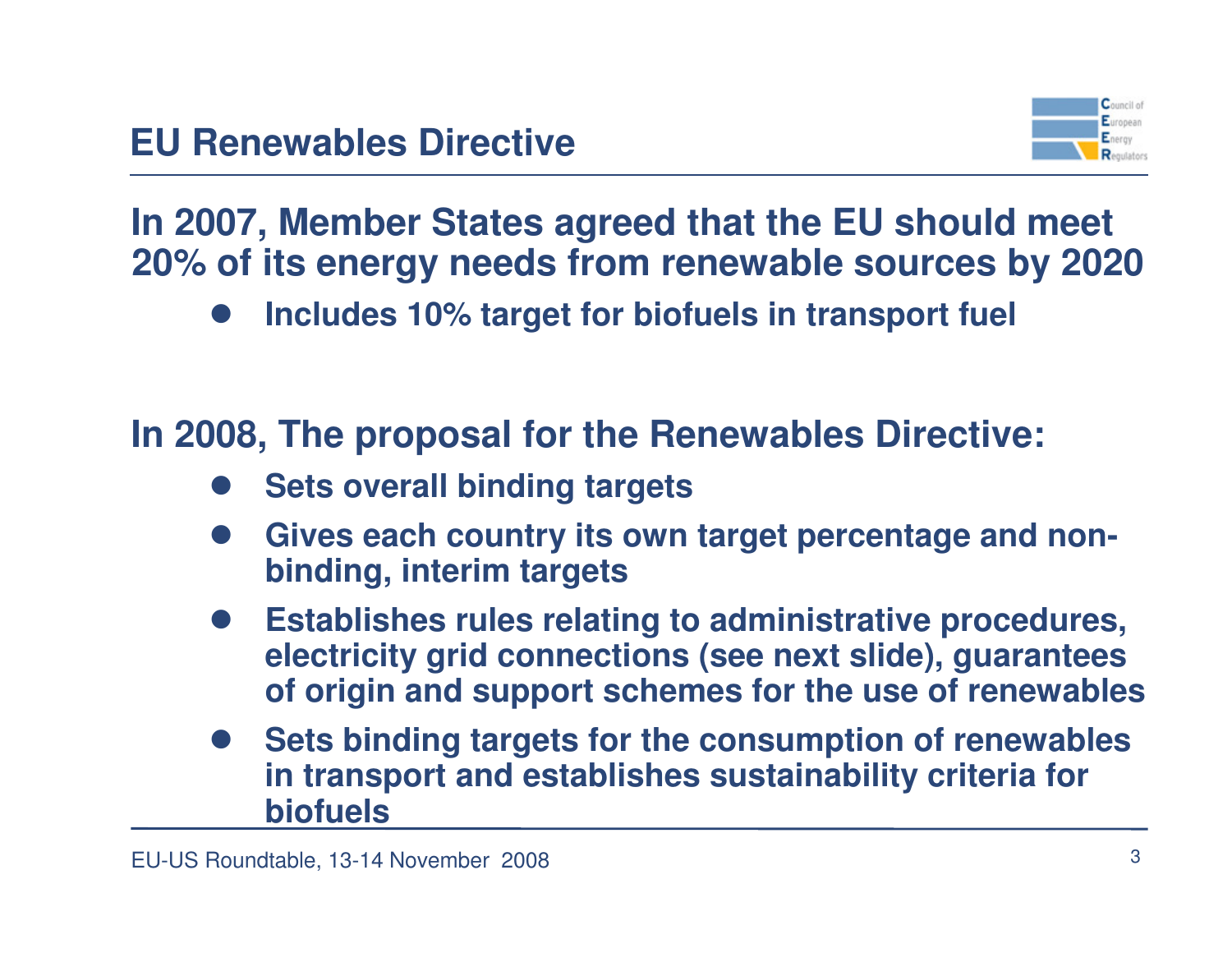# EU Renewables Directive

**In 2007, Member States agreed that the EU should meet 20% of its energy needs from renewable sources by 2020**

- **Includes 10% target for biofuels in transport fuel**

**In 2008, The proposal for the Renewables Directive:**

- **Sets overall binding targets**
- **Gives each country its own target percentage and non-binding, interim targets**
- **Establishes rules relating to administrative procedures, electricity grid connections (see next slide), guarantees of origin and support schemes for the use of renewables**
- **Sets binding targets for the consumption of renewables in transport and establishes sustainability criteria for biofuels**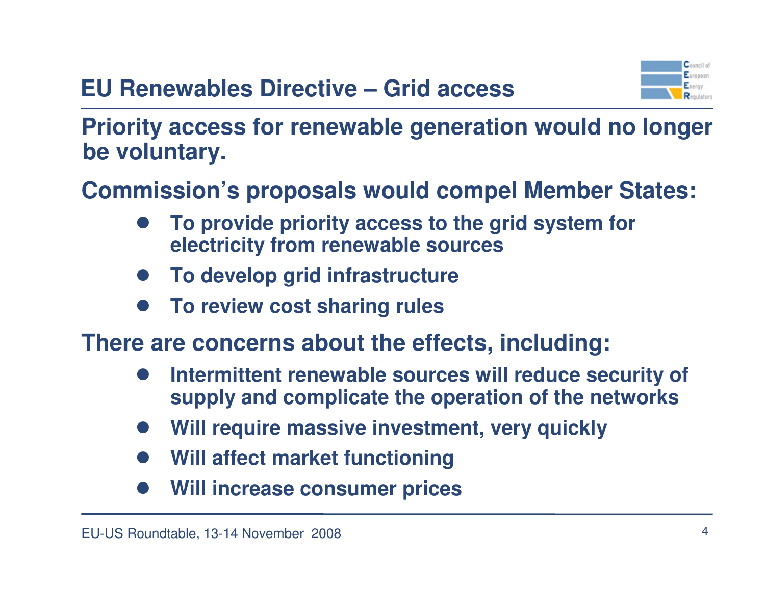# EU Renewables Directive – Grid access

**Priority access for renewable generation would no longer be voluntary.**

**Commission's proposals would compel Member States:**

- **To provide priority access to the grid system for electricity from renewable sources**
- **To develop grid infrastructure**
- **To review cost sharing rules**

**There are concerns about the effects, including:**

- **Intermittent renewable sources will reduce security of supply and complicate the operation of the networks**
- **Will require massive investment, very quickly**
- **Will affect market functioning**
- **Will increase consumer prices**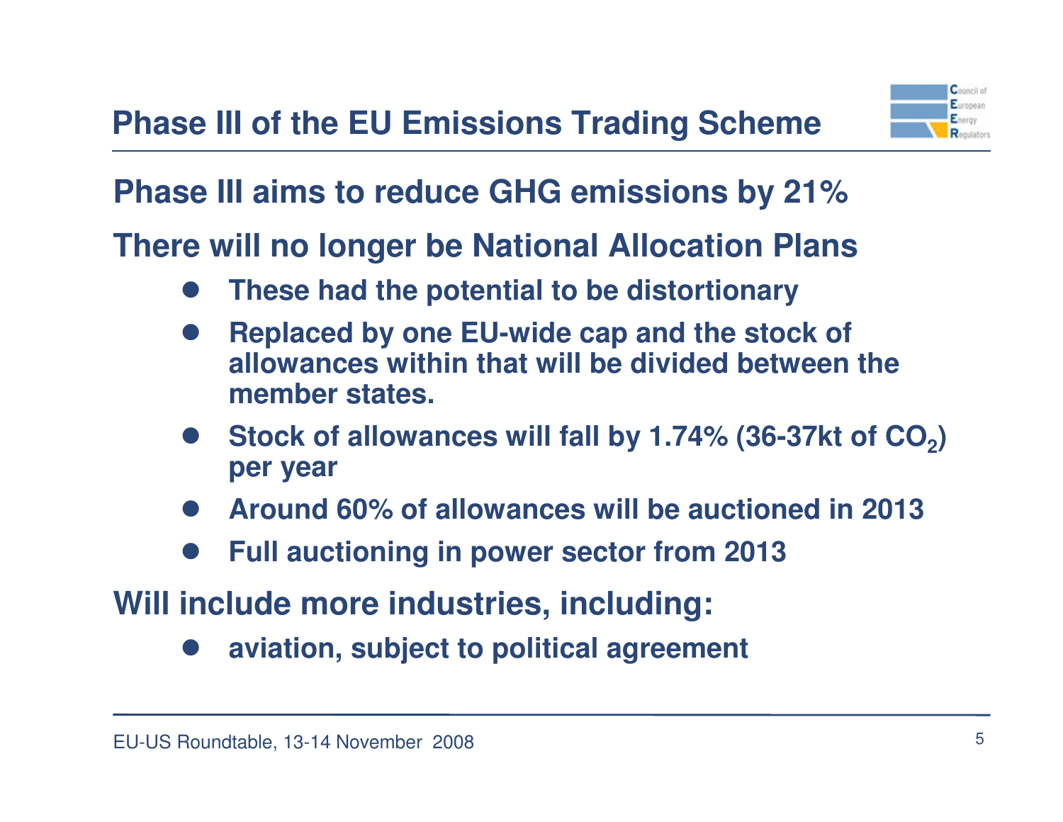# Phase III of the EU Emissions Trading Scheme

**Phase III aims to reduce GHG emissions by 21%**

**There will no longer be National Allocation Plans**

- These had the potential to be distortionary
- Replaced by one EU-wide cap and the stock of allowances within that will be divided between the member states.
- Stock of allowances will fall by 1.74% (36-37kt of $CO_2$) per year
- Around 60% of allowances will be auctioned in 2013
- Full auctioning in power sector from 2013

**Will include more industries, including:**

- aviation, subject to political agreement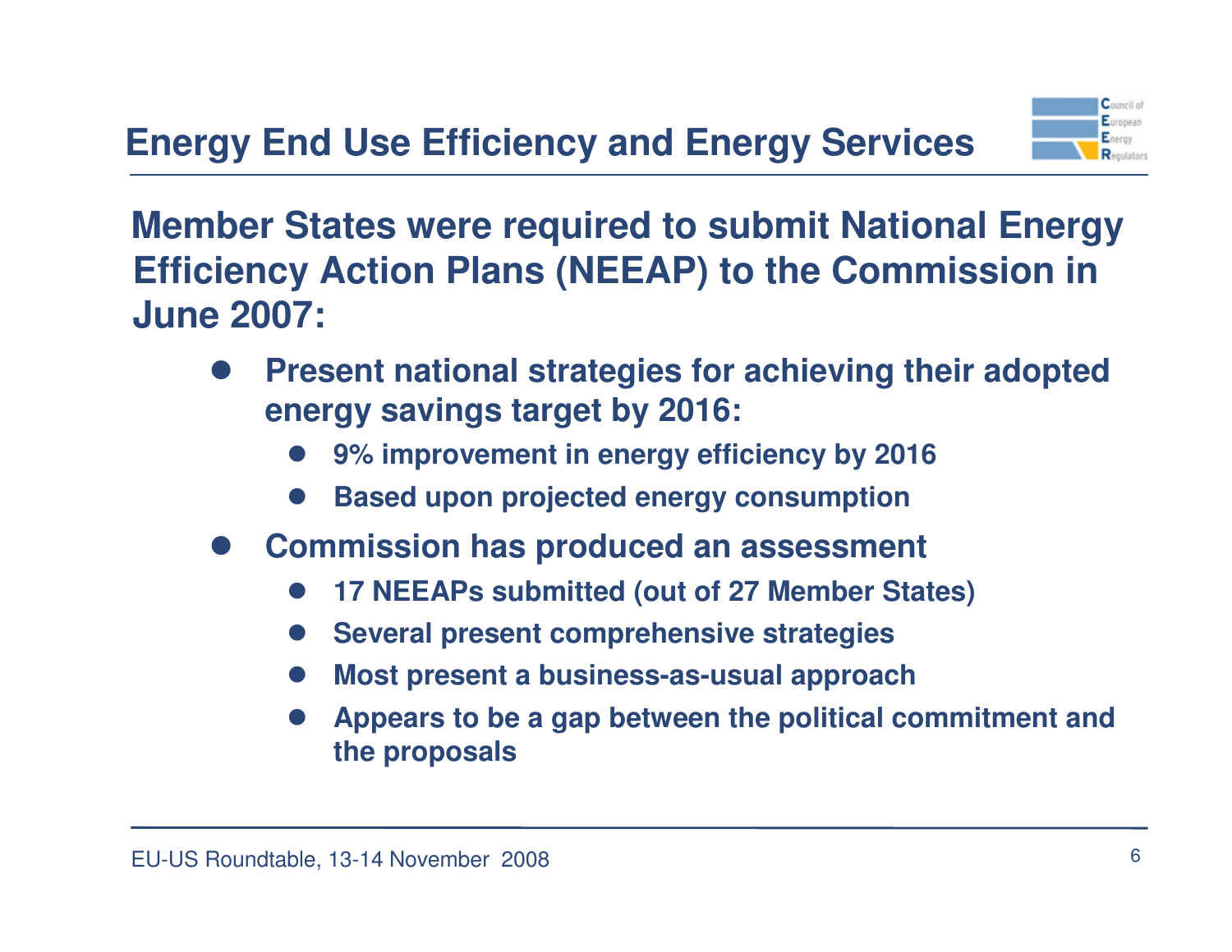## Energy End Use Efficiency and Energy Services

**Member States were required to submit National Energy Efficiency Action Plans (NEEAP) to the Commission in June 2007:**

- **Present national strategies for achieving their adopted energy savings target by 2016:**
  - **9% improvement in energy efficiency by 2016**
  - **Based upon projected energy consumption**
- **Commission has produced an assessment**
  - **17 NEEAPs submitted (out of 27 Member States)**
  - **Several present comprehensive strategies**
  - **Most present a business-as-usual approach**
  - **Appears to be a gap between the political commitment and the proposals**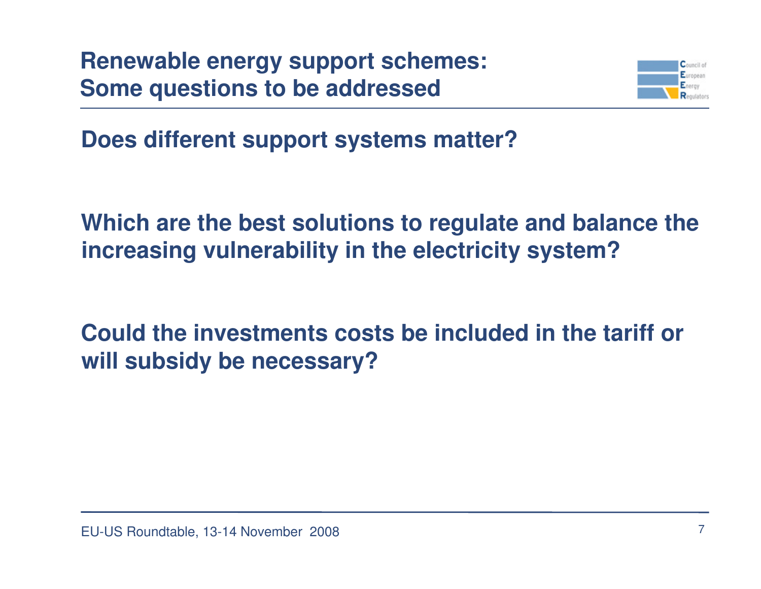## Renewable energy support schemes: Some questions to be addressed

**Does different support systems matter?**

**Which are the best solutions to regulate and balance the increasing vulnerability in the electricity system?**

**Could the investments costs be included in the tariff or will subsidy be necessary?**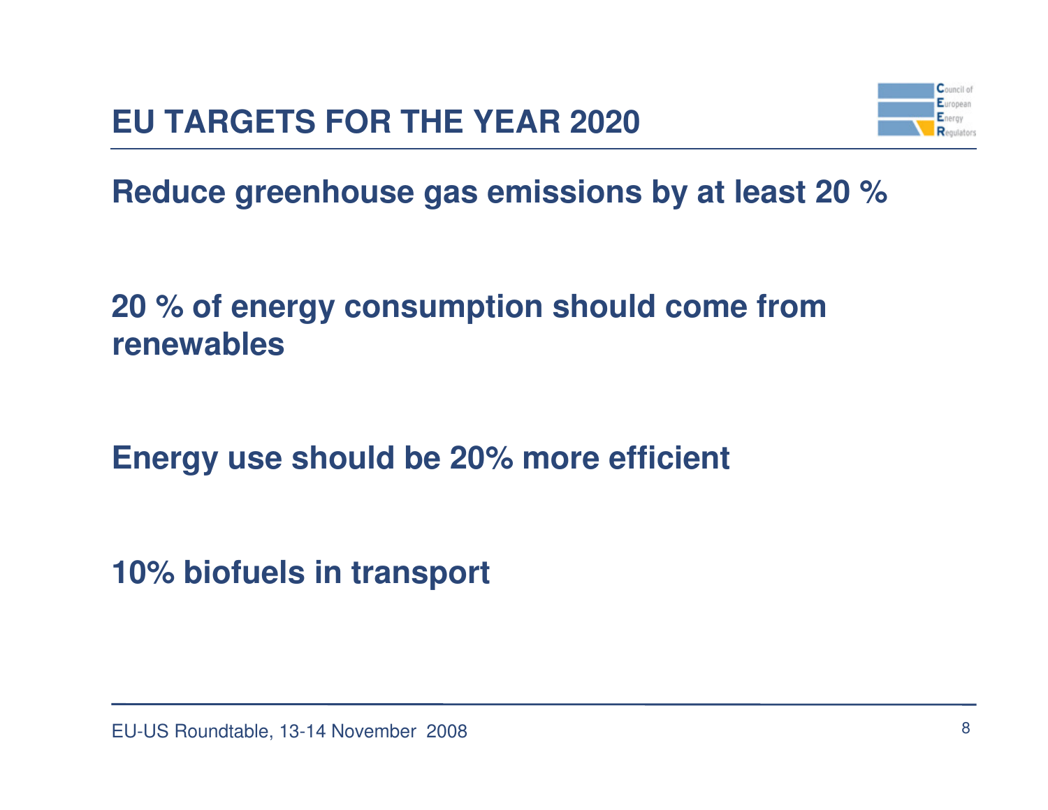# EU TARGETS FOR THE YEAR 2020

**Reduce greenhouse gas emissions by at least 20 %**

**20 % of energy consumption should come from renewables**

**Energy use should be 20% more efficient**

**10% biofuels in transport**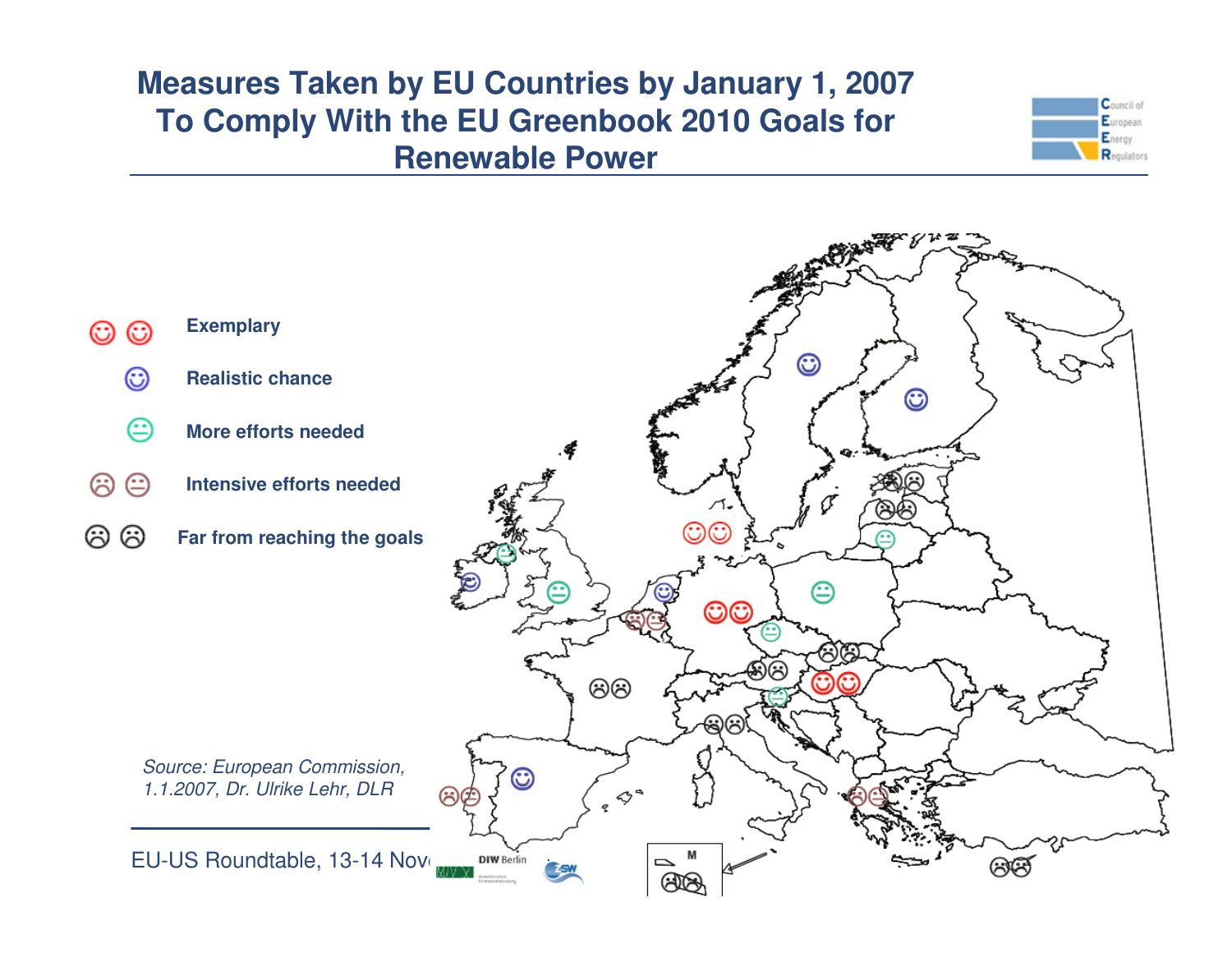# Measures Taken by EU Countries by January 1, 2007 To Comply With the EU Greenbook 2010 Goals for Renewable Power

- Exemplary
- Realistic chance
- More efforts needed
- Intensive efforts needed
- Far from reaching the goals

*Source: European Commission, 1.1.2007, Dr. Ulrike Lehr, DLR*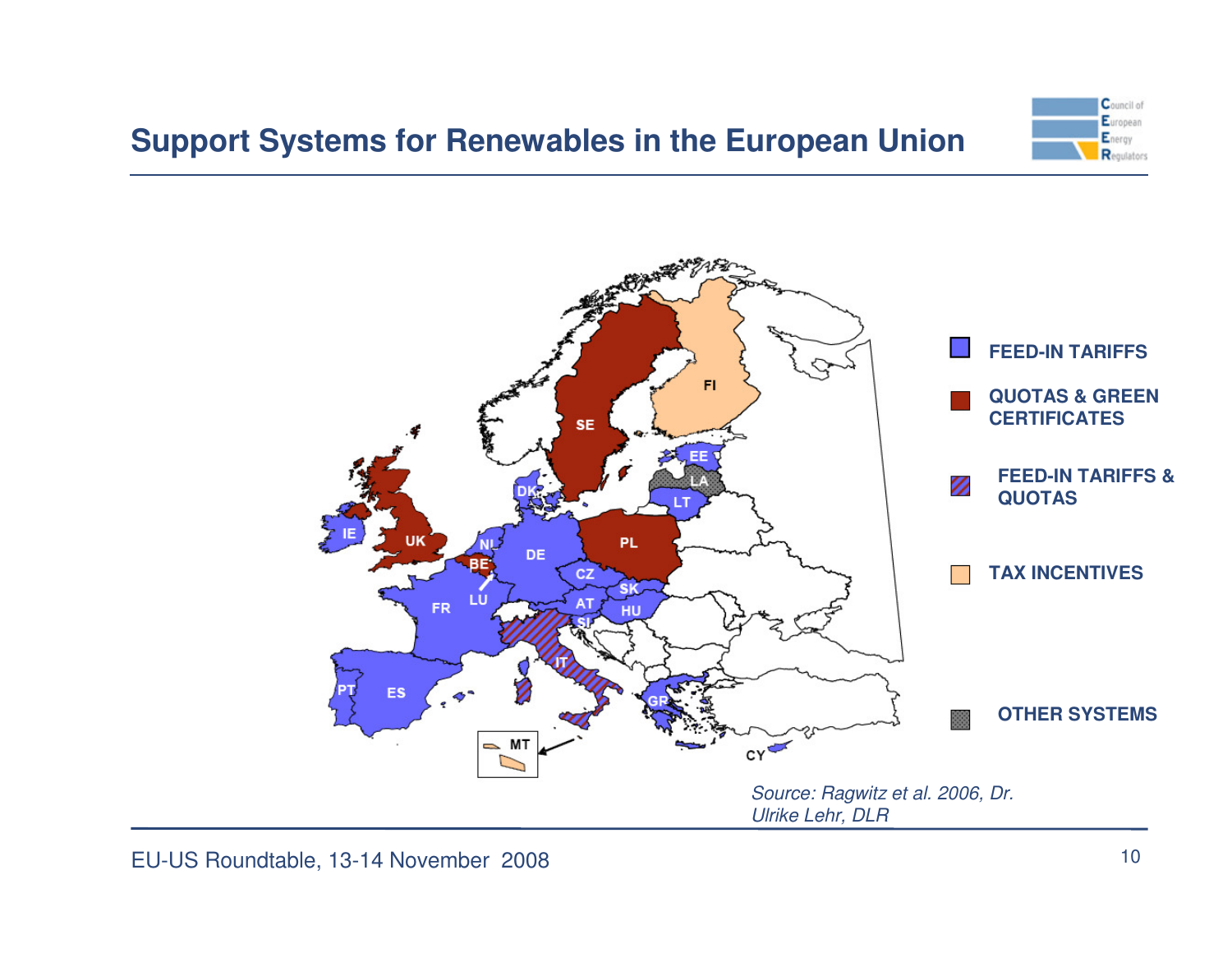## Support Systems for Renewables in the European Union

FEED-IN TARIFFS

QUOTAS & GREEN CERTIFICATES

FEED-IN TARIFFS & QUOTAS

TAX INCENTIVES

OTHER SYSTEMS

*Source: Ragwitz et al. 2006, Dr. Ulrike Lehr, DLR*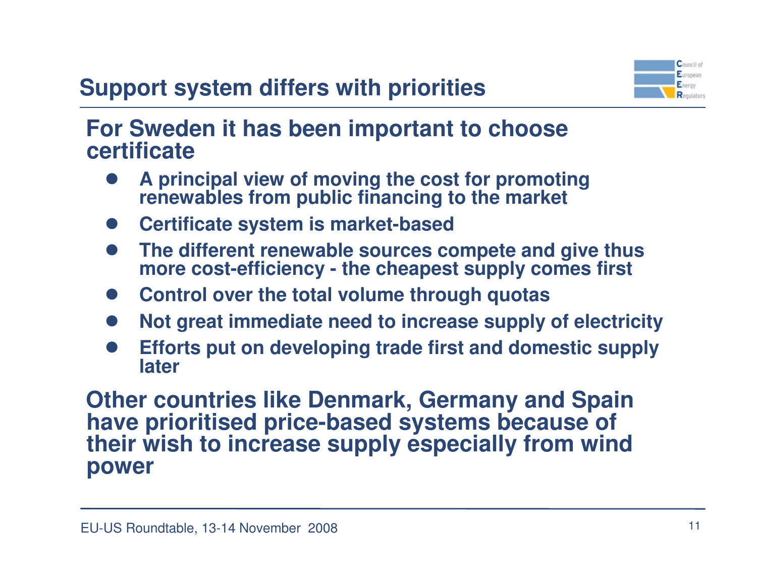# Support system differs with priorities

## For Sweden it has been important to choose certificate

- A principal view of moving the cost for promoting renewables from public financing to the market
- Certificate system is market-based
- The different renewable sources compete and give thus more cost-efficiency - the cheapest supply comes first
- Control over the total volume through quotas
- Not great immediate need to increase supply of electricity
- Efforts put on developing trade first and domestic supply later

## Other countries like Denmark, Germany and Spain have prioritised price-based systems because of their wish to increase supply especially from wind power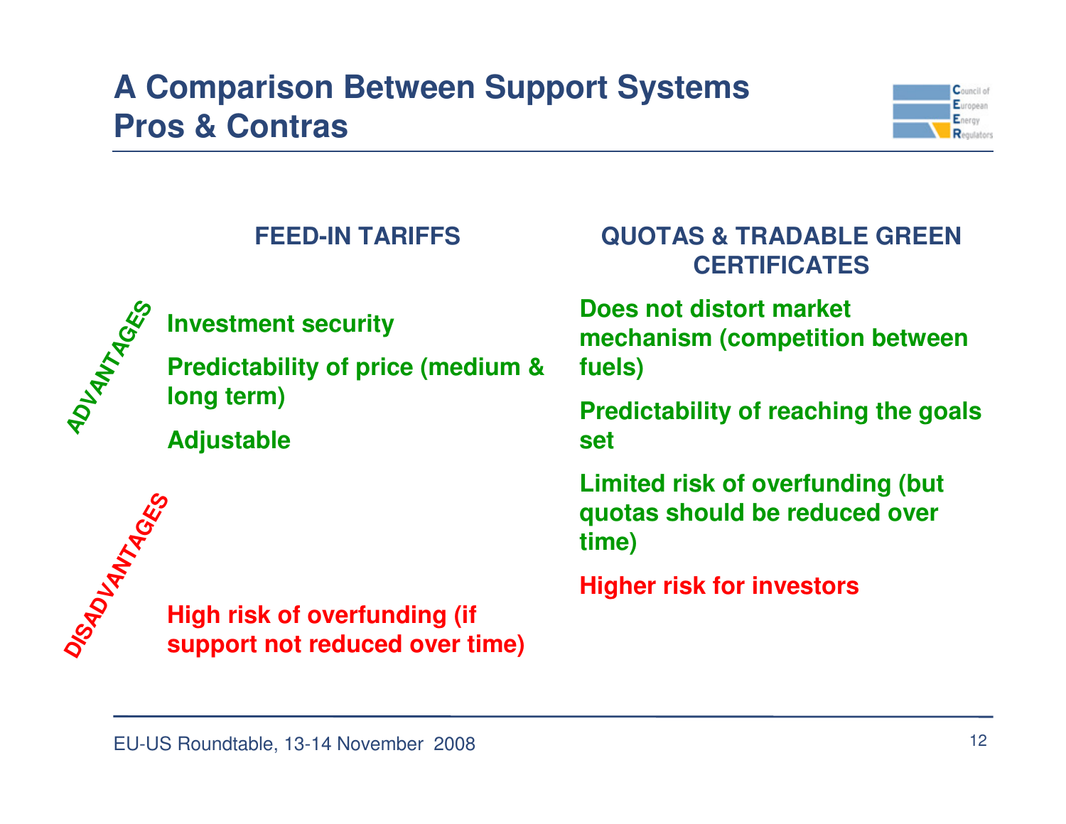# A Comparison Between Support Systems Pros & Contras

| | FEED-IN TARIFFS | QUOTAS & TRADABLE GREEN CERTIFICATES |
|---|---|---|
| ADVANTAGES | Investment security<br>Predictability of price (medium & long term)<br>Adjustable | Does not distort market mechanism (competition between fuels)<br>Predictability of reaching the goals set<br>Limited risk of overfunding (but quotas should be reduced over time) |
| DISADVANTAGES | High risk of overfunding (if support not reduced over time) | Higher risk for investors |

EU-US Roundtable, 13-14 November 2008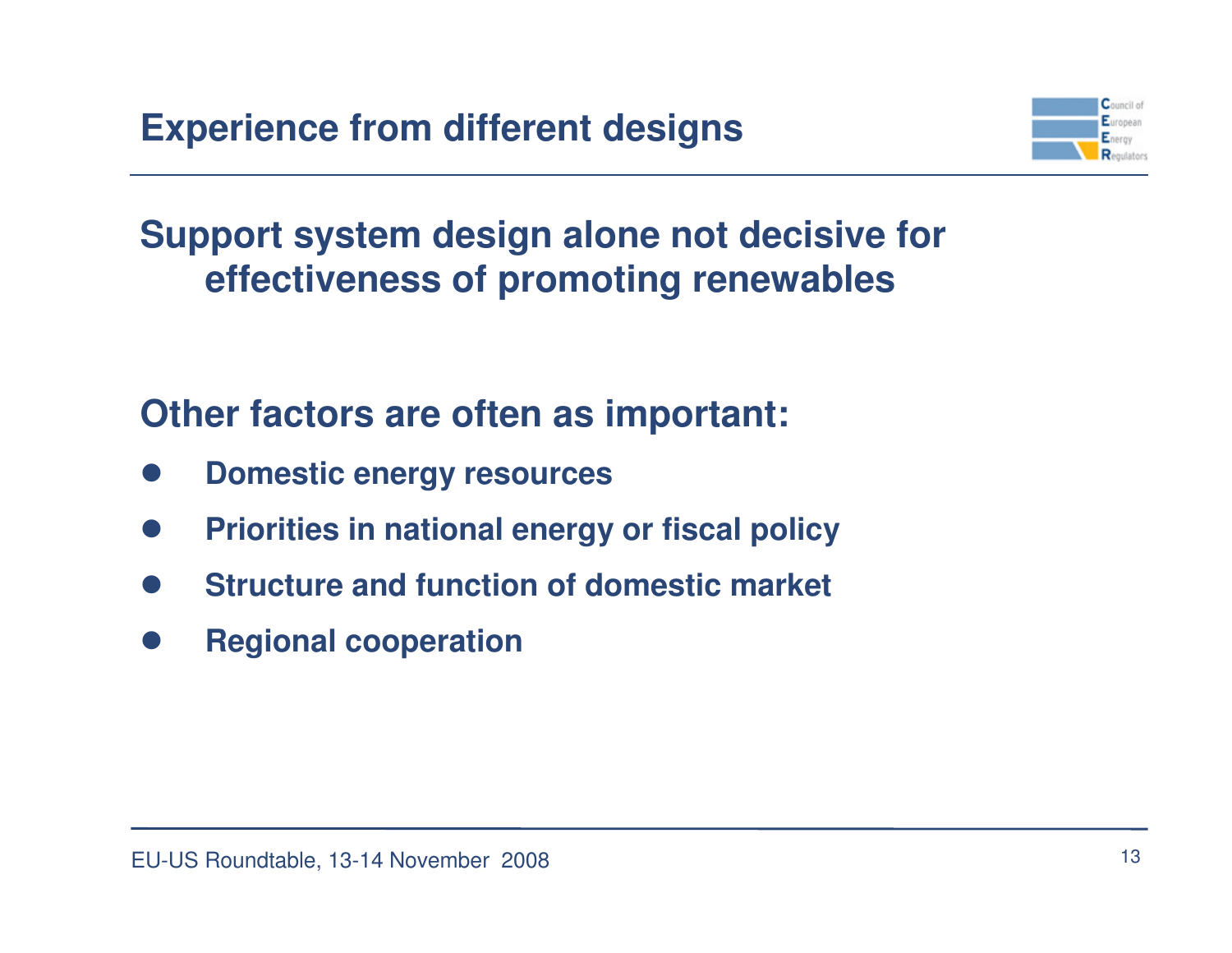## Experience from different designs

**Support system design alone not decisive for effectiveness of promoting renewables**

**Other factors are often as important:**

- **Domestic energy resources**
- **Priorities in national energy or fiscal policy**
- **Structure and function of domestic market**
- **Regional cooperation**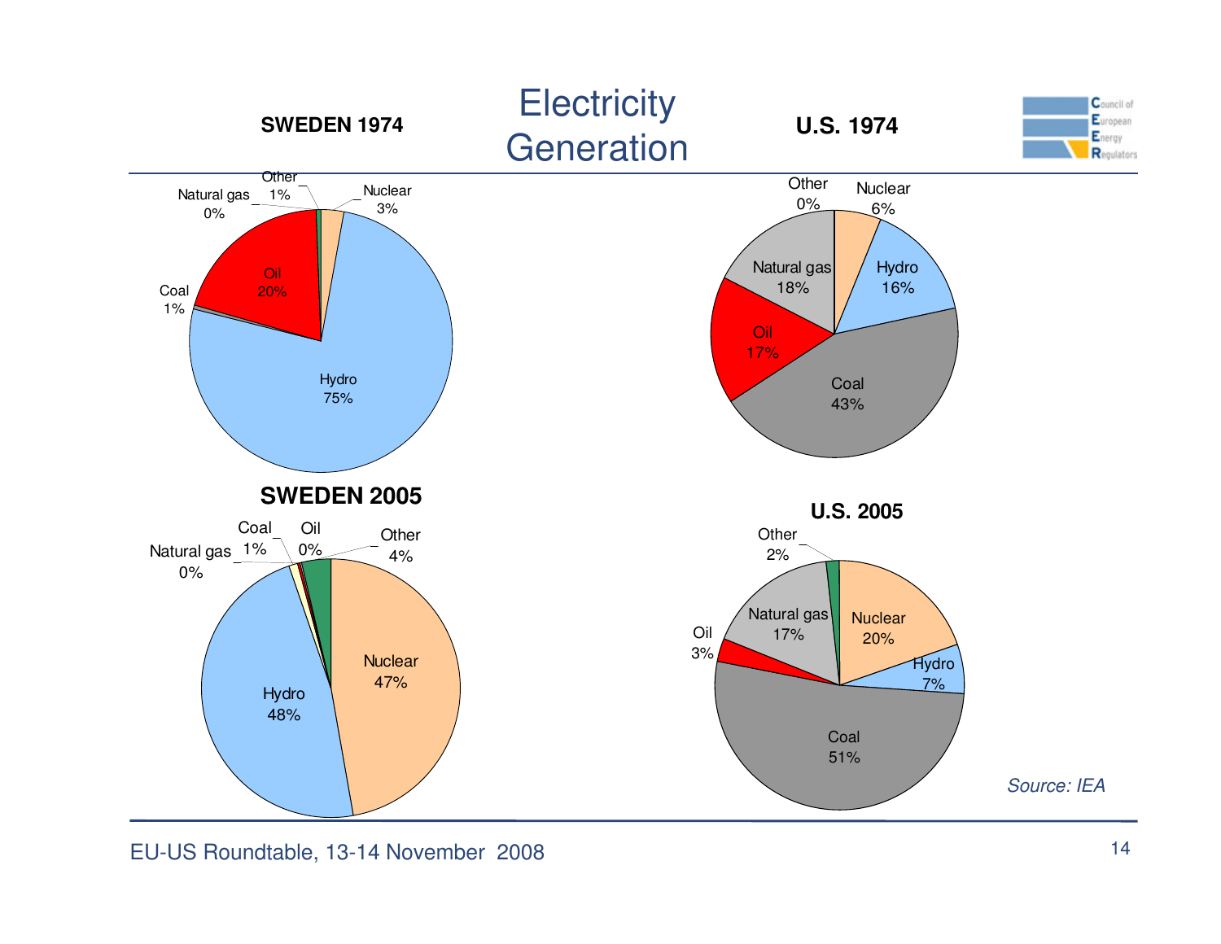# Electricity Generation

**SWEDEN 1974**

- Hydro 75%
- Oil 20%
- Nuclear 3%
- Coal 1%
- Other 1%
- Natural gas 0%

**U.S. 1974**

- Coal 43%
- Natural gas 18%
- Oil 17%
- Hydro 16%
- Nuclear 6%
- Other 0%

**SWEDEN 2005**

- Hydro 48%
- Nuclear 47%
- Other 4%
- Coal 1%
- Oil 0%
- Natural gas 0%

**U.S. 2005**

- Coal 51%
- Nuclear 20%
- Natural gas 17%
- Hydro 7%
- Oil 3%
- Other 2%

*Source: IEA*

EU-US Roundtable, 13-14 November 2008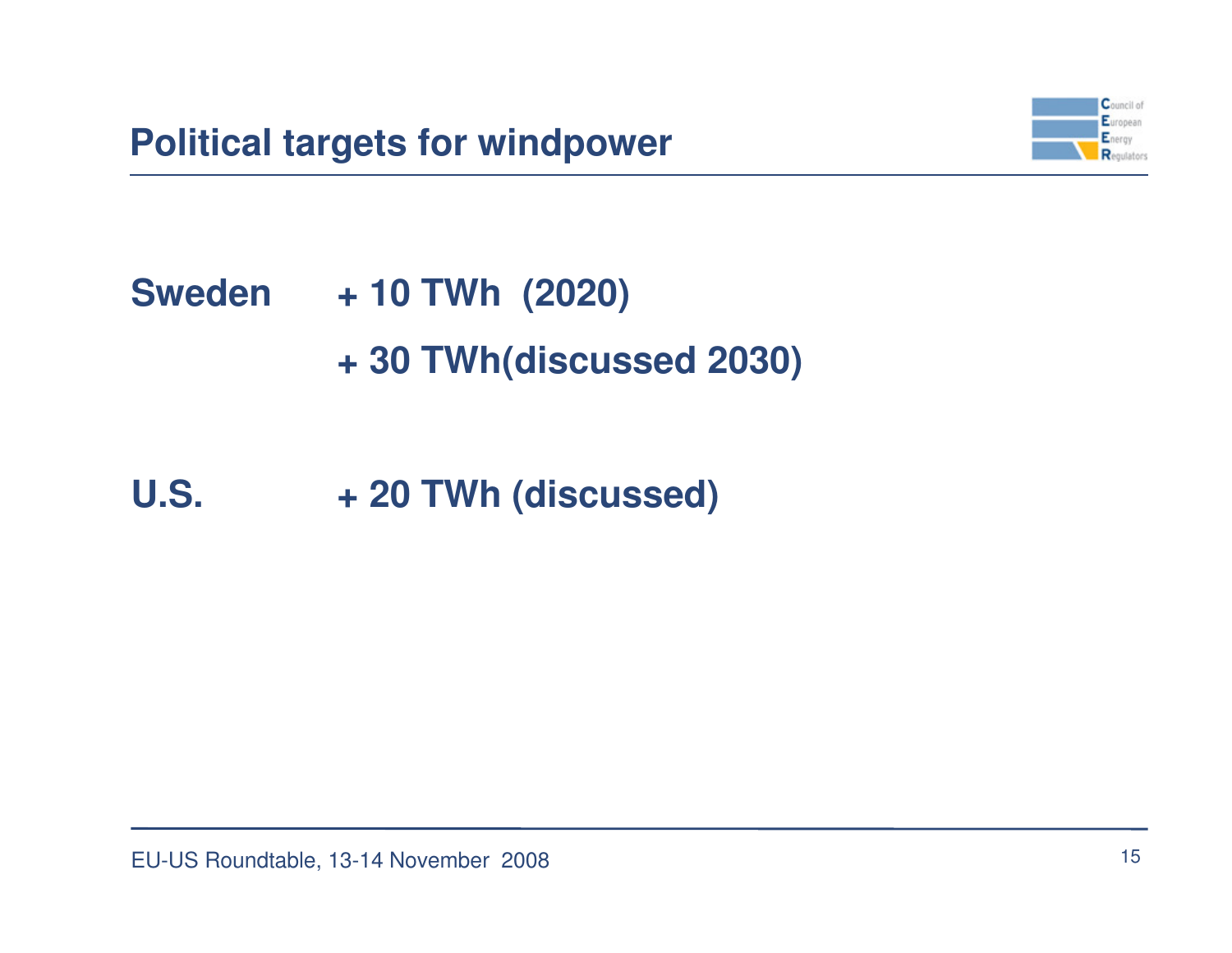## Political targets for windpower

| | |
|---|---|
| **Sweden** | **+ 10 TWh (2020)** |
| | **+ 30 TWh(discussed 2030)** |
| **U.S.** | **+ 20 TWh (discussed)** |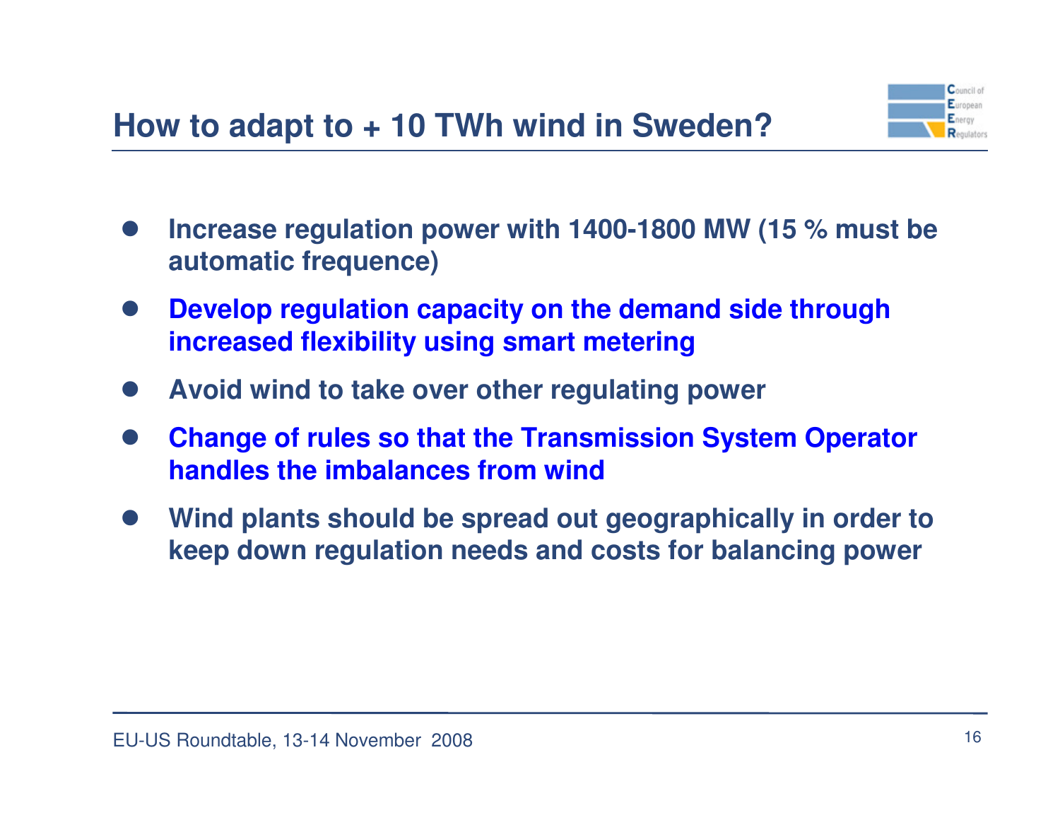## How to adapt to + 10 TWh wind in Sweden?

- **Increase regulation power with 1400-1800 MW (15 % must be automatic frequence)**
- **Develop regulation capacity on the demand side through increased flexibility using smart metering**
- **Avoid wind to take over other regulating power**
- **Change of rules so that the Transmission System Operator handles the imbalances from wind**
- **Wind plants should be spread out geographically in order to keep down regulation needs and costs for balancing power**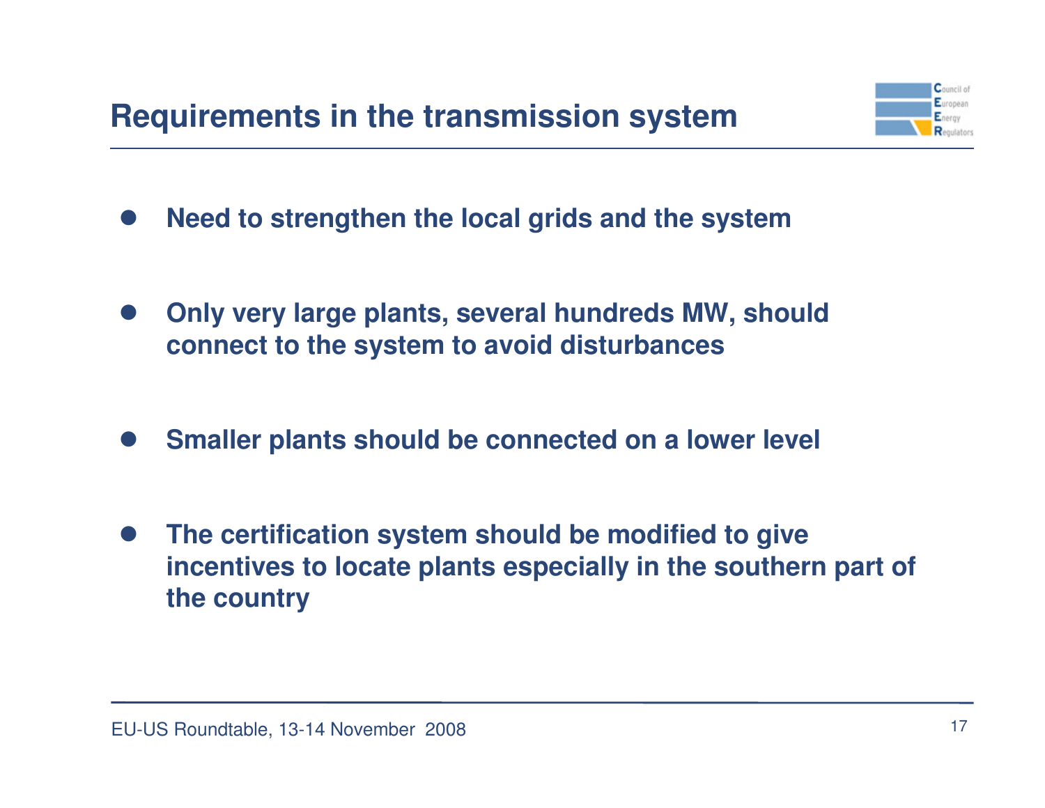# Requirements in the transmission system

- **Need to strengthen the local grids and the system**
- **Only very large plants, several hundreds MW, should connect to the system to avoid disturbances**
- **Smaller plants should be connected on a lower level**
- **The certification system should be modified to give incentives to locate plants especially in the southern part of the country**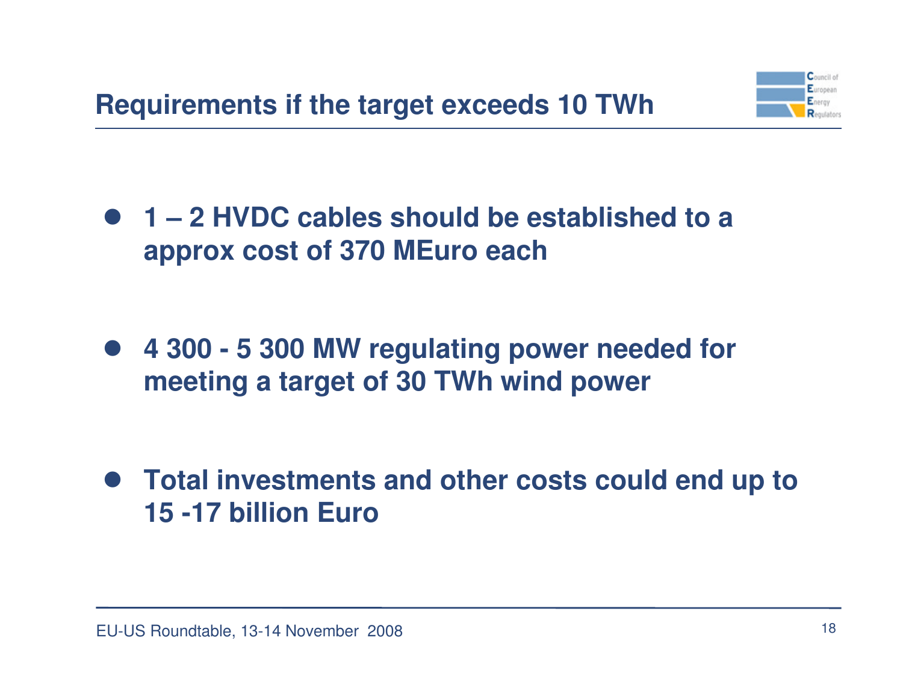## Requirements if the target exceeds 10 TWh

- **1 – 2 HVDC cables should be established to a approx cost of 370 MEuro each**
- **4 300 - 5 300 MW regulating power needed for meeting a target of 30 TWh wind power**
- **Total investments and other costs could end up to 15 -17 billion Euro**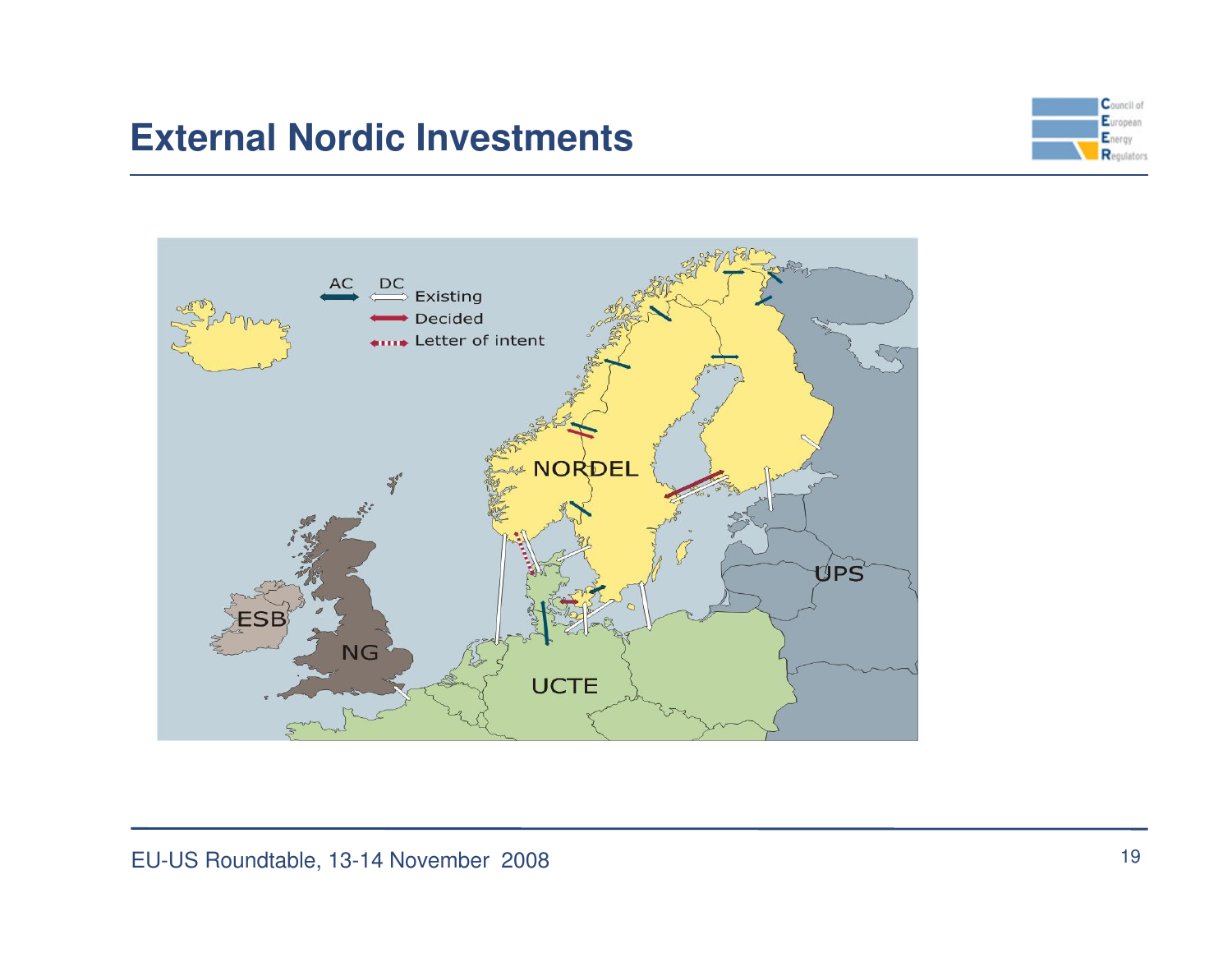# External Nordic Investments

AC DC
Existing
Decided
Letter of intent

NORDEL

UPS

ESB

NG

UCTE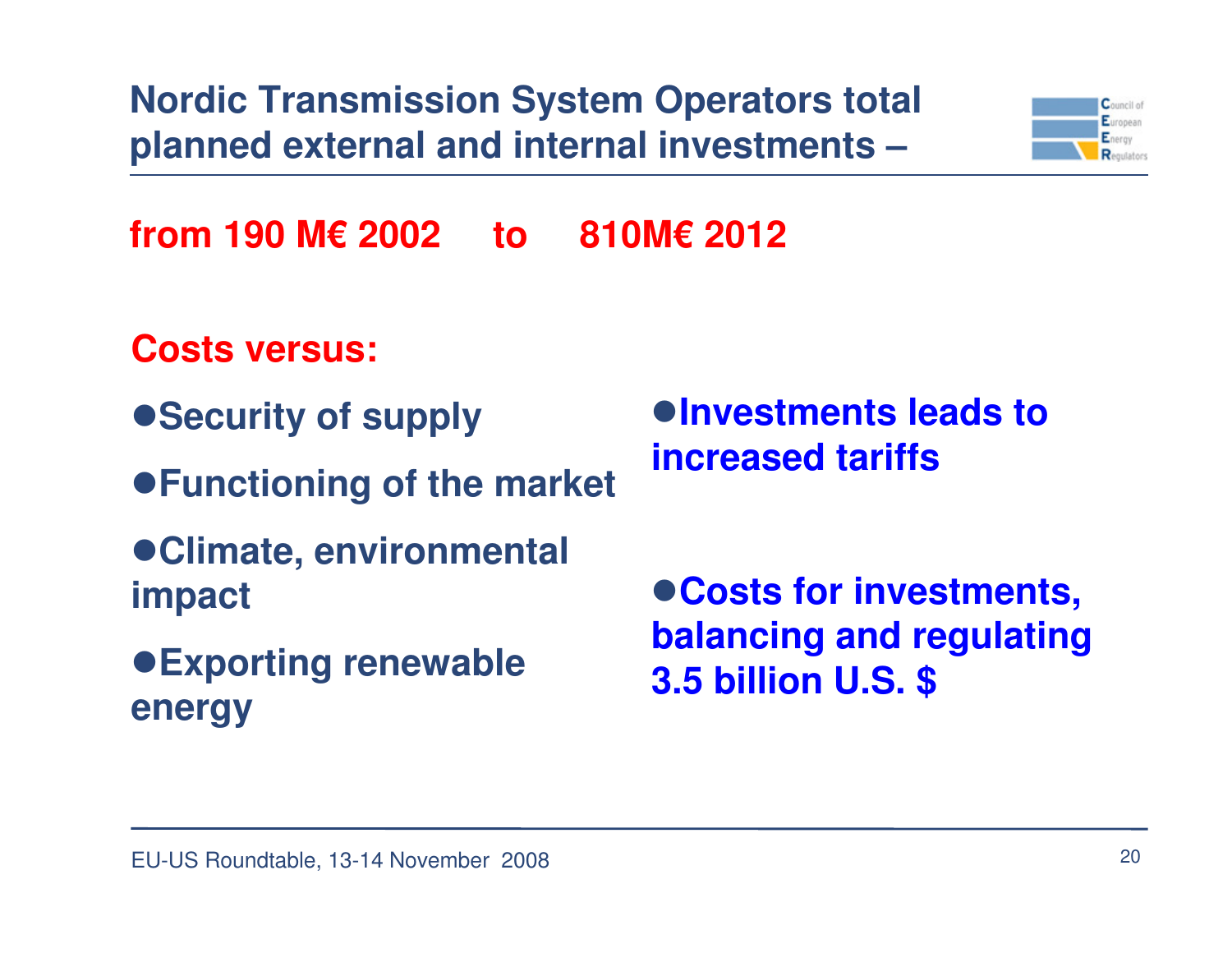# Nordic Transmission System Operators total planned external and internal investments –

**from 190 M€ 2002 to 810M€ 2012**

**Costs versus:**

- **Security of supply**
- **Functioning of the market**
- **Climate, environmental impact**
- **Exporting renewable energy**

- **Investments leads to increased tariffs**
- **Costs for investments, balancing and regulating 3.5 billion U.S. $**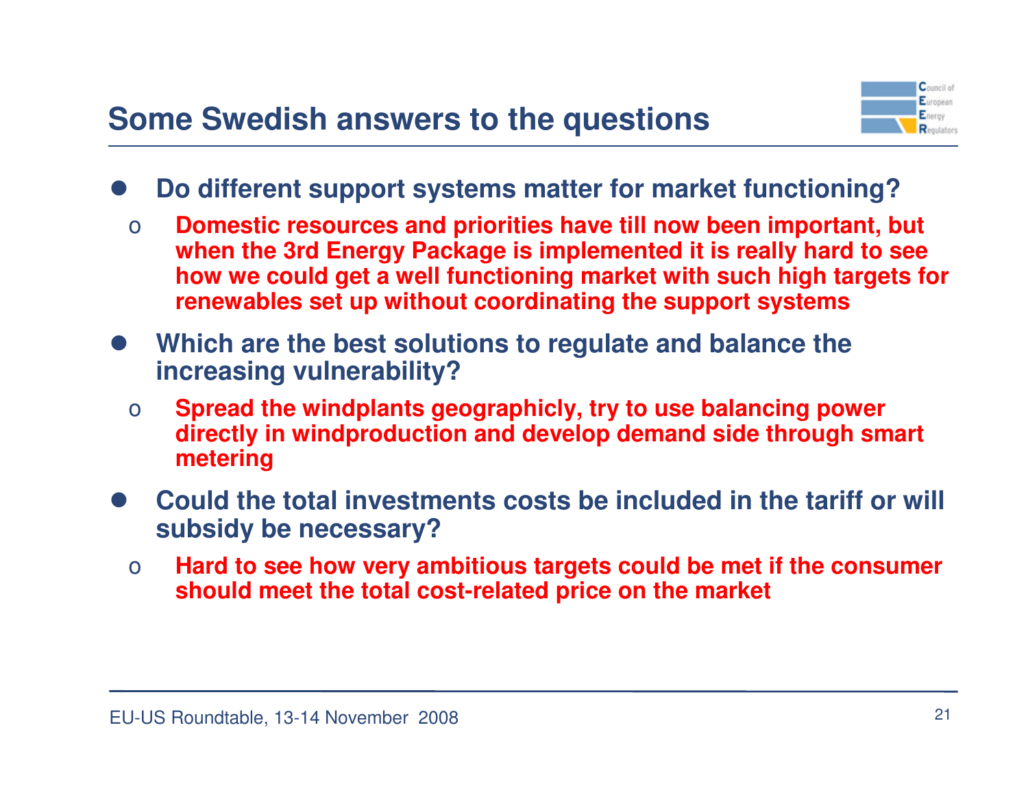## Some Swedish answers to the questions

- **Do different support systems matter for market functioning?**
  - **Domestic resources and priorities have till now been important, but when the 3rd Energy Package is implemented it is really hard to see how we could get a well functioning market with such high targets for renewables set up without coordinating the support systems**
- **Which are the best solutions to regulate and balance the increasing vulnerability?**
  - **Spread the windplants geographicly, try to use balancing power directly in windproduction and develop demand side through smart metering**
- **Could the total investments costs be included in the tariff or will subsidy be necessary?**
  - **Hard to see how very ambitious targets could be met if the consumer should meet the total cost-related price on the market**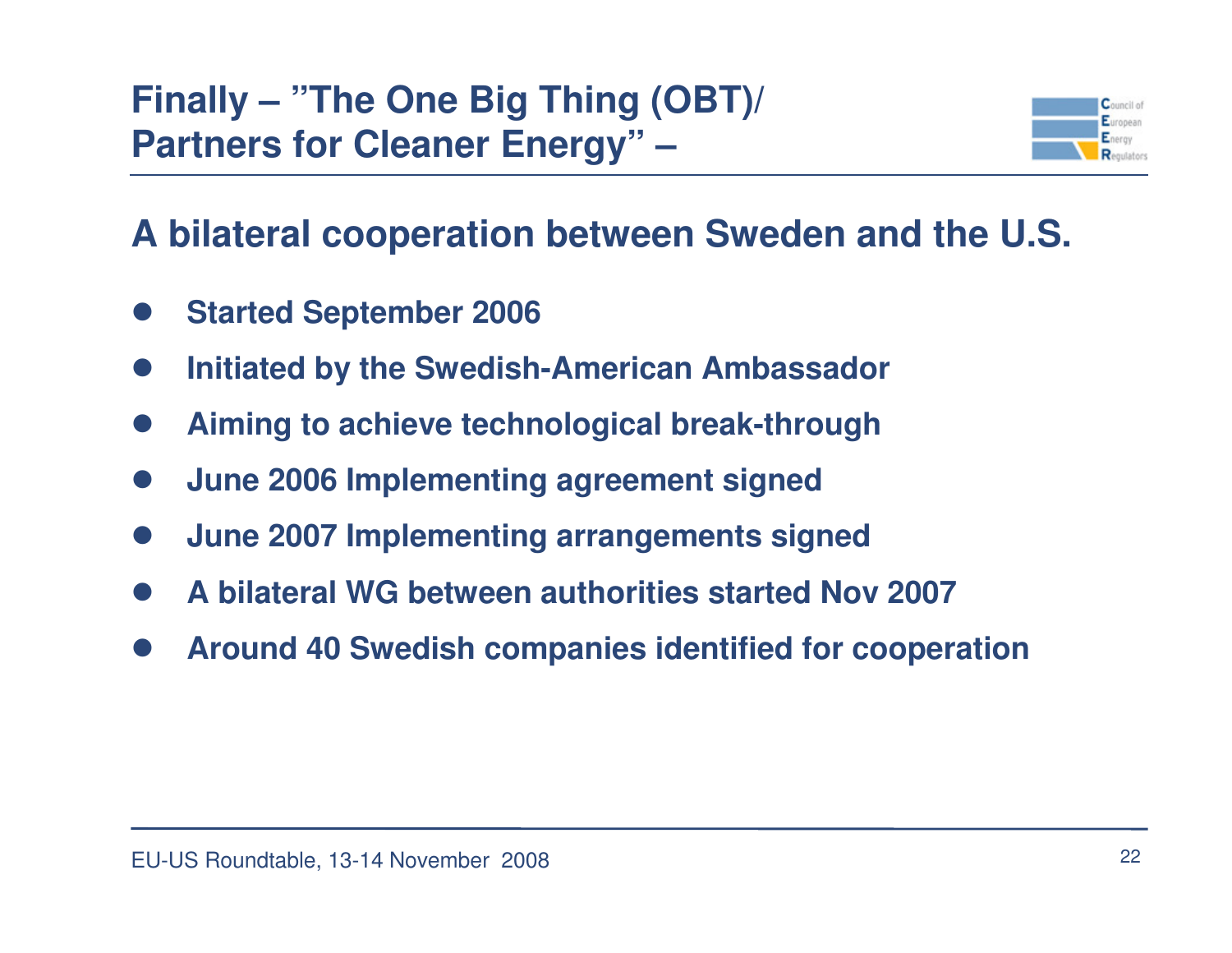# Finally – ”The One Big Thing (OBT)/ Partners for Cleaner Energy” –

## A bilateral cooperation between Sweden and the U.S.

- **Started September 2006**
- **Initiated by the Swedish-American Ambassador**
- **Aiming to achieve technological break-through**
- **June 2006 Implementing agreement signed**
- **June 2007 Implementing arrangements signed**
- **A bilateral WG between authorities started Nov 2007**
- **Around 40 Swedish companies identified for cooperation**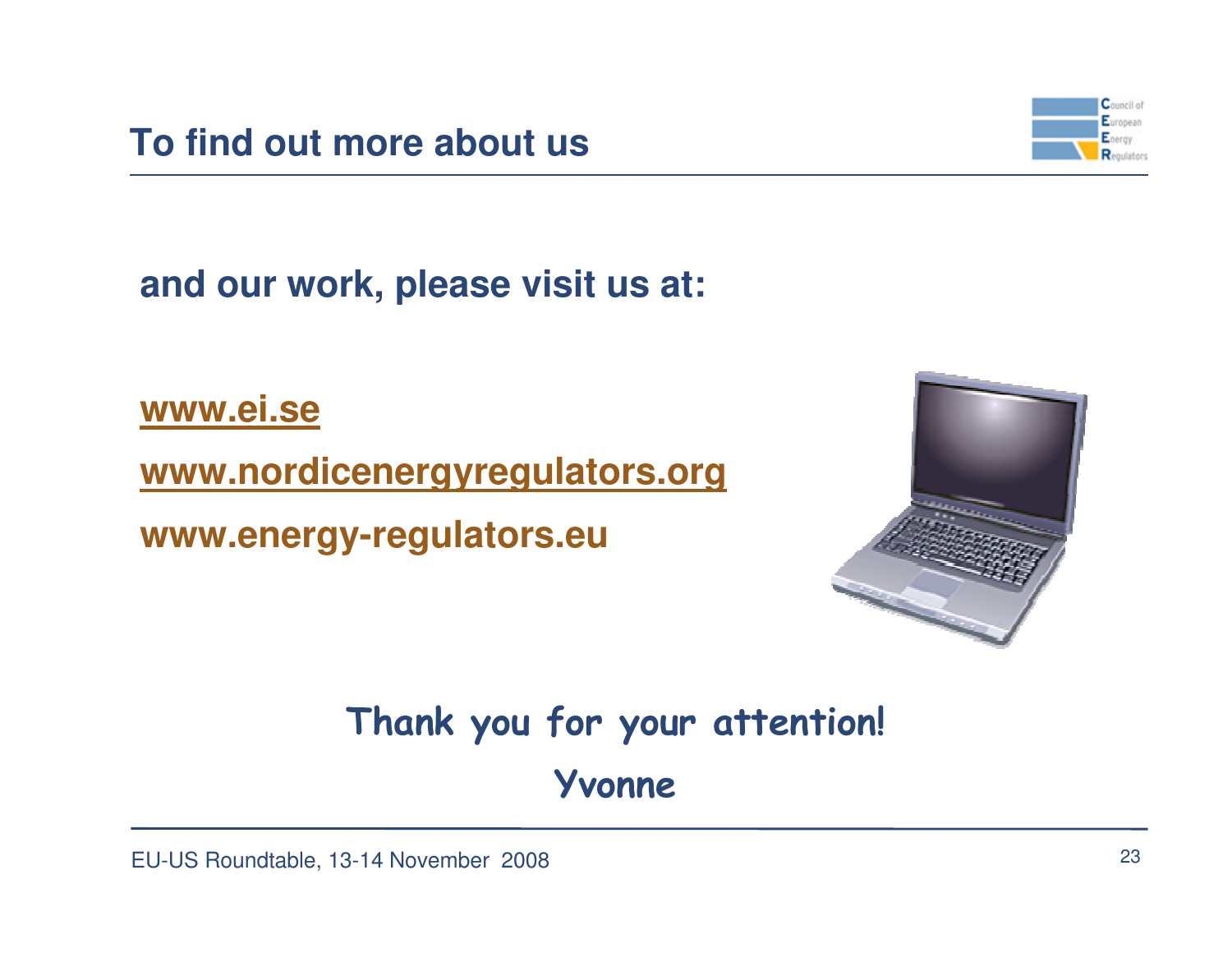# To find out more about us

**and our work, please visit us at:**

**www.ei.se**

**www.nordicenergyregulators.org**

**www.energy-regulators.eu**

**Thank you for your attention!**

**Yvonne**